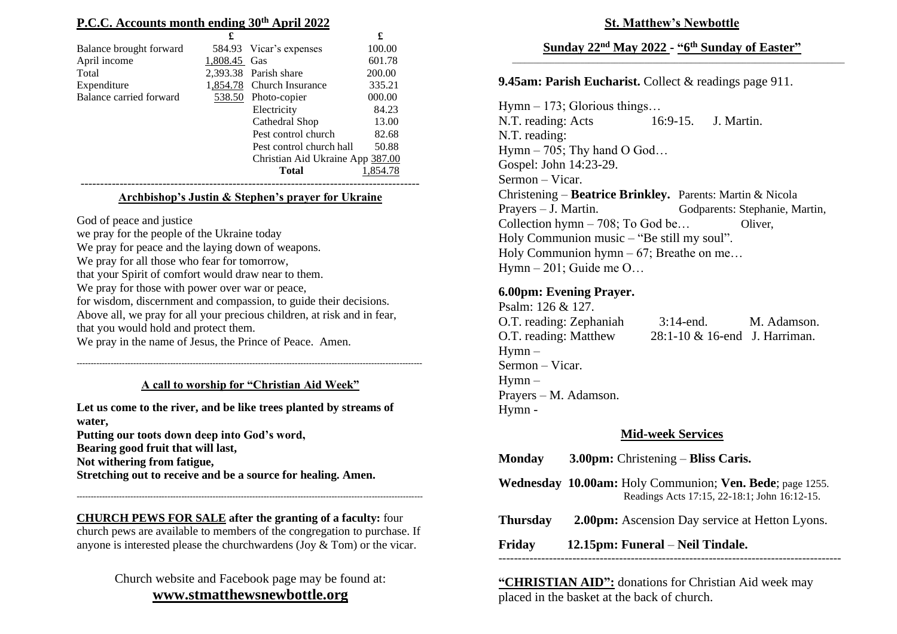## P.C.C. Accounts month ending 30th April 2022

| | £ | | £ |
|---|---|---|---|
| Balance brought forward | 584.93 | Vicar's expenses | 100.00 |
| April income | 1,808.45 | Gas | 601.78 |
| Total | 2,393.38 | Parish share | 200.00 |
| Expenditure | 1,854.78 | Church Insurance | 335.21 |
| Balance carried forward | 538.50 | Photo-copier | 000.00 |
| | | Electricity | 84.23 |
| | | Cathedral Shop | 13.00 |
| | | Pest control church | 82.68 |
| | | Pest control church hall | 50.88 |
| | | Christian Aid Ukraine App | 387.00 |
| | | **Total** | 1,854.78 |

---

### Archbishop's Justin & Stephen's prayer for Ukraine

God of peace and justice
we pray for the people of the Ukraine today
We pray for peace and the laying down of weapons.
We pray for all those who fear for tomorrow,
that your Spirit of comfort would draw near to them.
We pray for those with power over war or peace,
for wisdom, discernment and compassion, to guide their decisions.
Above all, we pray for all your precious children, at risk and in fear,
that you would hold and protect them.
We pray in the name of Jesus, the Prince of Peace. Amen.

---

### A call to worship for "Christian Aid Week"

**Let us come to the river, and be like trees planted by streams of water,**
**Putting our toots down deep into God's word,**
**Bearing good fruit that will last,**
**Not withering from fatigue,**
**Stretching out to receive and be a source for healing. Amen.**

---

**CHURCH PEWS FOR SALE after the granting of a faculty:** four church pews are available to members of the congregation to purchase. If anyone is interested please the churchwardens (Joy & Tom) or the vicar.

Church website and Facebook page may be found at:
**www.stmatthewsnewbottle.org**

## St. Matthew's Newbottle

### Sunday 22nd May 2022 - "6th Sunday of Easter"

---

**9.45am: Parish Eucharist.** Collect & readings page 911.

Hymn – 173; Glorious things…
N.T. reading: Acts 16:9-15. J. Martin.
N.T. reading:
Hymn – 705; Thy hand O God…
Gospel: John 14:23-29.
Sermon – Vicar.
Christening – **Beatrice Brinkley.** Parents: Martin & Nicola
Godparents: Stephanie, Martin, Oliver,
Prayers – J. Martin.
Collection hymn – 708; To God be…
Holy Communion music – "Be still my soul".
Holy Communion hymn – 67; Breathe on me…
Hymn – 201; Guide me O…

**6.00pm: Evening Prayer.**

Psalm: 126 & 127.
O.T. reading: Zephaniah 3:14-end. M. Adamson.
O.T. reading: Matthew 28:1-10 & 16-end J. Harriman.
Hymn –
Sermon – Vicar.
Hymn –
Prayers – M. Adamson.
Hymn -

### Mid-week Services

**Monday** **3.00pm:** Christening – **Bliss Caris.**

**Wednesday** **10.00am:** Holy Communion; **Ven. Bede**; page 1255. Readings Acts 17:15, 22-18:1; John 16:12-15.

**Thursday** **2.00pm:** Ascension Day service at Hetton Lyons.

**Friday** **12.15pm: Funeral** – **Neil Tindale.**

---

**"CHRISTIAN AID":** donations for Christian Aid week may placed in the basket at the back of church.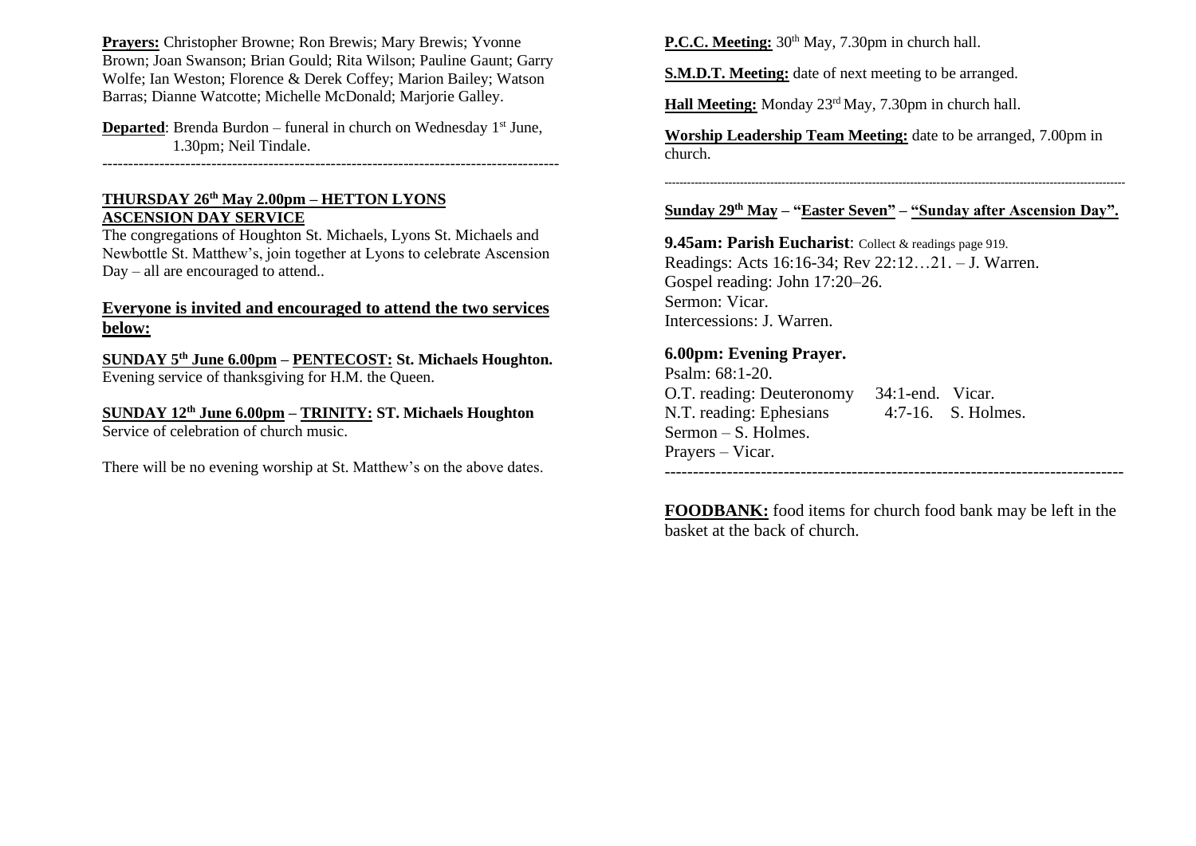**Prayers:** Christopher Browne; Ron Brewis; Mary Brewis; Yvonne Brown; Joan Swanson; Brian Gould; Rita Wilson; Pauline Gaunt; Garry Wolfe; Ian Weston; Florence & Derek Coffey; Marion Bailey; Watson Barras; Dianne Watcotte; Michelle McDonald; Marjorie Galley.

**Departed**: Brenda Burdon – funeral in church on Wednesday 1st June, 1.30pm; Neil Tindale.

---

**THURSDAY 26th May 2.00pm – HETTON LYONS ASCENSION DAY SERVICE**

The congregations of Houghton St. Michaels, Lyons St. Michaels and Newbottle St. Matthew's, join together at Lyons to celebrate Ascension Day – all are encouraged to attend..

**Everyone is invited and encouraged to attend the two services below:**

**SUNDAY 5th June 6.00pm – PENTECOST: St. Michaels Houghton.**
Evening service of thanksgiving for H.M. the Queen.

**SUNDAY 12th June 6.00pm – TRINITY: ST. Michaels Houghton**
Service of celebration of church music.

There will be no evening worship at St. Matthew's on the above dates.

**P.C.C. Meeting:** 30th May, 7.30pm in church hall.

**S.M.D.T. Meeting:** date of next meeting to be arranged.

**Hall Meeting:** Monday 23rd May, 7.30pm in church hall.

**Worship Leadership Team Meeting:** date to be arranged, 7.00pm in church.

---

**Sunday 29th May – "Easter Seven" – "Sunday after Ascension Day".**

**9.45am: Parish Eucharist**: Collect & readings page 919.
Readings: Acts 16:16-34; Rev 22:12…21. – J. Warren.
Gospel reading: John 17:20–26.
Sermon: Vicar.
Intercessions: J. Warren.

**6.00pm: Evening Prayer.**
Psalm: 68:1-20.
O.T. reading: Deuteronomy 34:1-end. Vicar.
N.T. reading: Ephesians 4:7-16. S. Holmes.
Sermon – S. Holmes.
Prayers – Vicar.

---

**FOODBANK:** food items for church food bank may be left in the basket at the back of church.